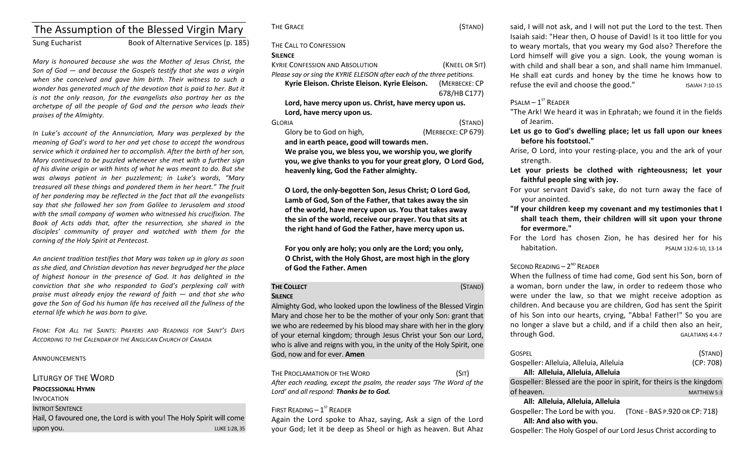# The Assumption of the Blessed Virgin Mary

Sung Eucharist — Book of Alternative Services (p. 185)

*Mary is honoured because she was the Mother of Jesus Christ, the Son of God — and because the Gospels testify that she was a virgin when she conceived and gave him birth. Their witness to such a wonder has generated much of the devotion that is paid to her. But it is not the only reason, for the evangelists also portray her as the archetype of all the people of God and the person who leads their praises of the Almighty.*

*In Luke's account of the Annunciation, Mary was perplexed by the meaning of God's word to her and yet chose to accept the wondrous service which it ordained her to accomplish. After the birth of her son, Mary continued to be puzzled whenever she met with a further sign of his divine origin or with hints of what he was meant to do. But she was always patient in her puzzlement; in Luke's words, "Mary treasured all these things and pondered them in her heart." The fruit of her pondering may be reflected in the fact that all the evangelists say that she followed her son from Galilee to Jerusalem and stood with the small company of women who witnessed his crucifixion. The Book of Acts adds that, after the resurrection, she shared in the disciples' community of prayer and watched with them for the corning of the Holy Spirit at Pentecost.*

*An ancient tradition testifies that Mary was taken up in glory as soon as she died, and Christian devotion has never begrudged her the place of highest honour in the presence of God. It has delighted in the conviction that she who responded to God's perplexing call with praise must already enjoy the reward of faith — and that she who gave the Son of God his human life has received all the fullness of the eternal life which he was born to give.*

*From: For All the Saints: Prayers and Readings for Saint's Days According to the Calendar of the Anglican Church of Canada*

ANNOUNCEMENTS

## Liturgy of the Word

**PROCESSIONAL HYMN**

INVOCATION

INTROIT SENTENCE

Hail, O favoured one, the Lord is with you! The Holy Spirit will come upon you. — LUKE 1:28, 35

THE GRACE (STAND)

THE CALL TO CONFESSION

**SILENCE**

KYRIE CONFESSION AND ABSOLUTION (KNEEL OR SIT)

*Please say or sing the KYRIE ELEISON after each of the three petitions.*

**Kyrie Eleison. Christe Eleison. Kyrie Eleison.** (MERBECKE: CP 678/HB C177)

**Lord, have mercy upon us. Christ, have mercy upon us. Lord, have mercy upon us.**

GLORIA (STAND)

Glory be to God on high, (MERBECKE: CP 679)

**and in earth peace, good will towards men.**

**We praise you, we bless you, we worship you, we glorify you, we give thanks to you for your great glory, O Lord God, heavenly king, God the Father almighty.**

**O Lord, the only-begotten Son, Jesus Christ; O Lord God, Lamb of God, Son of the Father, that takes away the sin of the world, have mercy upon us. You that takes away the sin of the world, receive our prayer. You that sits at the right hand of God the Father, have mercy upon us.**

**For you only are holy; you only are the Lord; you only, O Christ, with the Holy Ghost, are most high in the glory of God the Father. Amen**

**THE COLLECT** (STAND)

**SILENCE**

Almighty God, who looked upon the lowliness of the Blessed Virgin Mary and chose her to be the mother of your only Son: grant that we who are redeemed by his blood may share with her in the glory of your eternal kingdom; through Jesus Christ your Son our Lord, who is alive and reigns with you, in the unity of the Holy Spirit, one God, now and for ever. **Amen**

THE PROCLAMATION OF THE WORD (SIT)

*After each reading, except the psalm, the reader says 'The Word of the Lord' and all respond:* ***Thanks be to God.***

FIRST READING – 1ST READER

Again the Lord spoke to Ahaz, saying, Ask a sign of the Lord your God; let it be deep as Sheol or high as heaven. But Ahaz said, I will not ask, and I will not put the Lord to the test. Then Isaiah said: "Hear then, O house of David! Is it too little for you to weary mortals, that you weary my God also? Therefore the Lord himself will give you a sign. Look, the young woman is with child and shall bear a son, and shall name him Immanuel. He shall eat curds and honey by the time he knows how to refuse the evil and choose the good." — ISAIAH 7:10-15

PSALM – 1ST READER

"The Ark! We heard it was in Ephratah; we found it in the fields of Jearim.

**Let us go to God's dwelling place; let us fall upon our knees before his footstool."**

Arise, O Lord, into your resting-place, you and the ark of your strength.

**Let your priests be clothed with righteousness; let your faithful people sing with joy.**

For your servant David's sake, do not turn away the face of your anointed.

**"If your children keep my covenant and my testimonies that I shall teach them, their children will sit upon your throne for evermore."**

For the Lord has chosen Zion, he has desired her for his habitation. — PSALM 132:6-10, 13-14

SECOND READING – 2ND READER

When the fullness of time had come, God sent his Son, born of a woman, born under the law, in order to redeem those who were under the law, so that we might receive adoption as children. And because you are children, God has sent the Spirit of his Son into our hearts, crying, "Abba! Father!" So you are no longer a slave but a child, and if a child then also an heir, through God. — GALATIANS 4:4-7

GOSPEL (STAND)

Gospeller: Alleluia, Alleluia, Alleluia (CP: 708)

**All: Alleluia, Alleluia, Alleluia**

Gospeller: Blessed are the poor in spirit, for theirs is the kingdom of heaven. — MATTHEW 5:3

**All: Alleluia, Alleluia, Alleluia**

Gospeller: The Lord be with you. (TONE - BAS P.920 OR CP: 718)

**All: And also with you.**

Gospeller: The Holy Gospel of our Lord Jesus Christ according to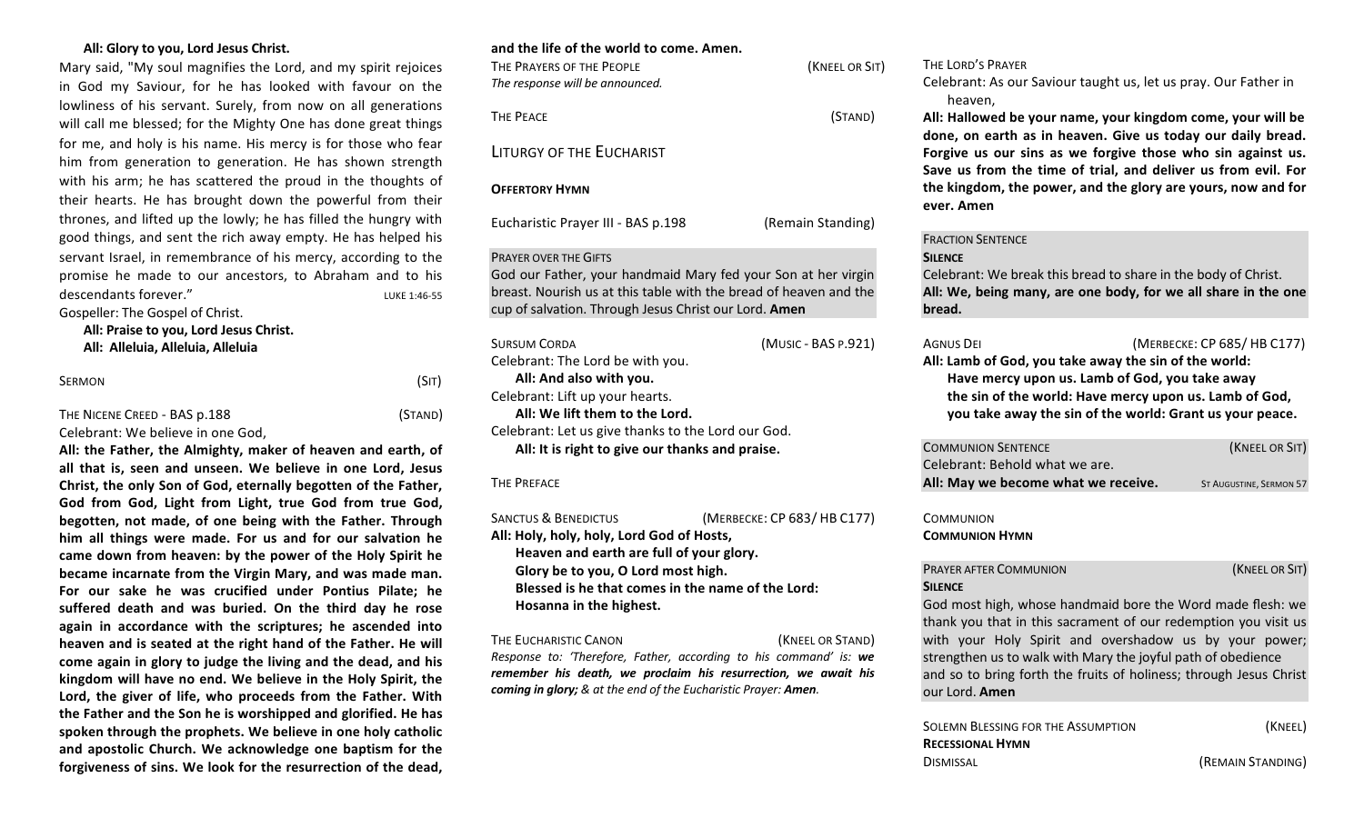**All: Glory to you, Lord Jesus Christ.**

Mary said, "My soul magnifies the Lord, and my spirit rejoices in God my Saviour, for he has looked with favour on the lowliness of his servant. Surely, from now on all generations will call me blessed; for the Mighty One has done great things for me, and holy is his name. His mercy is for those who fear him from generation to generation. He has shown strength with his arm; he has scattered the proud in the thoughts of their hearts. He has brought down the powerful from their thrones, and lifted up the lowly; he has filled the hungry with good things, and sent the rich away empty. He has helped his servant Israel, in remembrance of his mercy, according to the promise he made to our ancestors, to Abraham and to his descendants forever." LUKE 1:46-55

Gospeller: The Gospel of Christ.

**All: Praise to you, Lord Jesus Christ.**
**All: Alleluia, Alleluia, Alleluia**

SERMON (SIT)

THE NICENE CREED - BAS p.188 (STAND)

Celebrant: We believe in one God,

**All: the Father, the Almighty, maker of heaven and earth, of all that is, seen and unseen. We believe in one Lord, Jesus Christ, the only Son of God, eternally begotten of the Father, God from God, Light from Light, true God from true God, begotten, not made, of one being with the Father. Through him all things were made. For us and for our salvation he came down from heaven: by the power of the Holy Spirit he became incarnate from the Virgin Mary, and was made man. For our sake he was crucified under Pontius Pilate; he suffered death and was buried. On the third day he rose again in accordance with the scriptures; he ascended into heaven and is seated at the right hand of the Father. He will come again in glory to judge the living and the dead, and his kingdom will have no end. We believe in the Holy Spirit, the Lord, the giver of life, who proceeds from the Father. With the Father and the Son he is worshipped and glorified. He has spoken through the prophets. We believe in one holy catholic and apostolic Church. We acknowledge one baptism for the forgiveness of sins. We look for the resurrection of the dead, and the life of the world to come. Amen.**

THE PRAYERS OF THE PEOPLE (KNEEL OR SIT)

*The response will be announced.*

THE PEACE (STAND)

## LITURGY OF THE EUCHARIST

**OFFERTORY HYMN**

Eucharistic Prayer III - BAS p.198 (Remain Standing)

PRAYER OVER THE GIFTS

God our Father, your handmaid Mary fed your Son at her virgin breast. Nourish us at this table with the bread of heaven and the cup of salvation. Through Jesus Christ our Lord. **Amen**

SURSUM CORDA (MUSIC - BAS P.921)

Celebrant: The Lord be with you.
**All: And also with you.**
Celebrant: Lift up your hearts.
**All: We lift them to the Lord.**
Celebrant: Let us give thanks to the Lord our God.
**All: It is right to give our thanks and praise.**

THE PREFACE

SANCTUS & BENEDICTUS (MERBECKE: CP 683/ HB C177)

**All: Holy, holy, holy, Lord God of Hosts,**
**Heaven and earth are full of your glory.**
**Glory be to you, O Lord most high.**
**Blessed is he that comes in the name of the Lord:**
**Hosanna in the highest.**

THE EUCHARISTIC CANON (KNEEL OR STAND)

*Response to: 'Therefore, Father, according to his command' is:* ***we remember his death, we proclaim his resurrection, we await his coming in glory;*** *& at the end of the Eucharistic Prayer:* ***Amen****.*

THE LORD'S PRAYER

Celebrant: As our Saviour taught us, let us pray. Our Father in heaven,

**All: Hallowed be your name, your kingdom come, your will be done, on earth as in heaven. Give us today our daily bread. Forgive us our sins as we forgive those who sin against us. Save us from the time of trial, and deliver us from evil. For the kingdom, the power, and the glory are yours, now and for ever. Amen**

FRACTION SENTENCE

**SILENCE**

Celebrant: We break this bread to share in the body of Christ.

**All: We, being many, are one body, for we all share in the one bread.**

AGNUS DEI (MERBECKE: CP 685/ HB C177)

**All: Lamb of God, you take away the sin of the world:**
**Have mercy upon us. Lamb of God, you take away the sin of the world: Have mercy upon us. Lamb of God, you take away the sin of the world: Grant us your peace.**

COMMUNION SENTENCE (KNEEL OR SIT)

Celebrant: Behold what we are.

**All: May we become what we receive.** ST AUGUSTINE, SERMON 57

COMMUNION

**COMMUNION HYMN**

PRAYER AFTER COMMUNION (KNEEL OR SIT)

**SILENCE**

God most high, whose handmaid bore the Word made flesh: we thank you that in this sacrament of our redemption you visit us with your Holy Spirit and overshadow us by your power; strengthen us to walk with Mary the joyful path of obedience and so to bring forth the fruits of holiness; through Jesus Christ our Lord. **Amen**

SOLEMN BLESSING FOR THE ASSUMPTION (KNEEL)

**RECESSIONAL HYMN**

DISMISSAL (REMAIN STANDING)